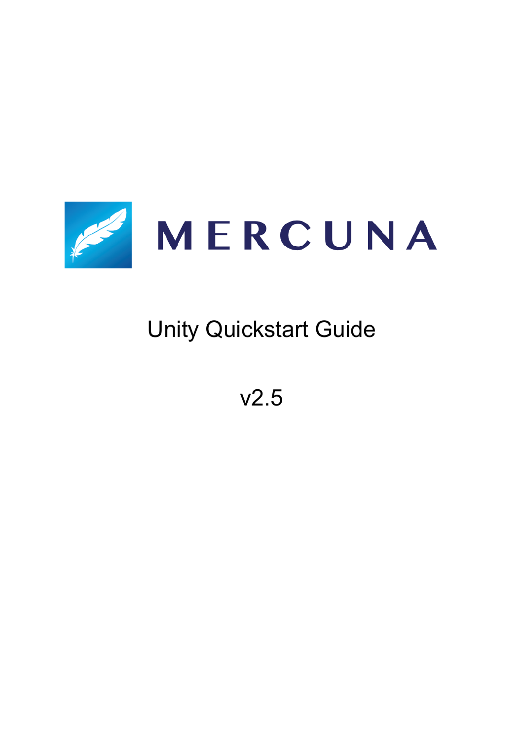# MERCUNA

Unity Quickstart Guide

v2.5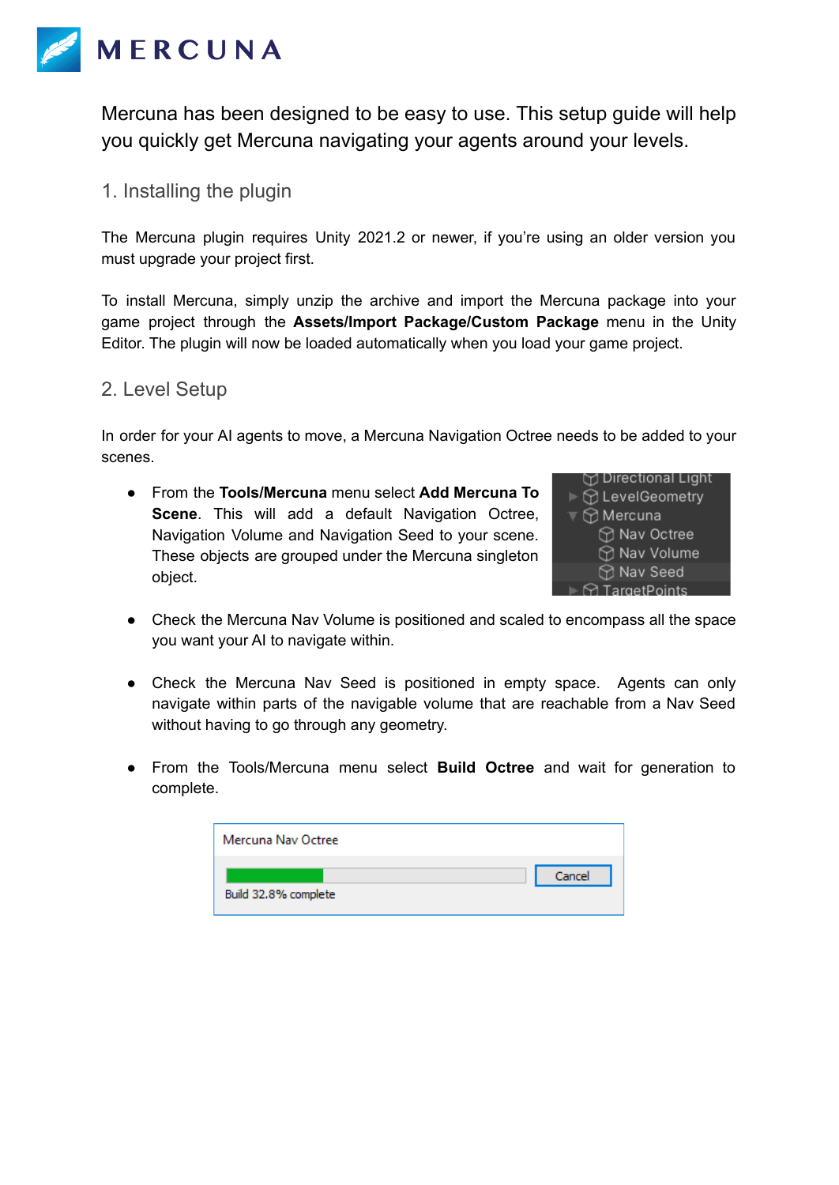Mercuna has been designed to be easy to use. This setup guide will help you quickly get Mercuna navigating your agents around your levels.

## 1. Installing the plugin

The Mercuna plugin requires Unity 2021.2 or newer, if you're using an older version you must upgrade your project first.

To install Mercuna, simply unzip the archive and import the Mercuna package into your game project through the **Assets/Import Package/Custom Package** menu in the Unity Editor. The plugin will now be loaded automatically when you load your game project.

## 2. Level Setup

In order for your AI agents to move, a Mercuna Navigation Octree needs to be added to your scenes.

- From the **Tools/Mercuna** menu select **Add Mercuna To Scene**. This will add a default Navigation Octree, Navigation Volume and Navigation Seed to your scene. These objects are grouped under the Mercuna singleton object.

- Check the Mercuna Nav Volume is positioned and scaled to encompass all the space you want your AI to navigate within.

- Check the Mercuna Nav Seed is positioned in empty space. Agents can only navigate within parts of the navigable volume that are reachable from a Nav Seed without having to go through any geometry.

- From the Tools/Mercuna menu select **Build Octree** and wait for generation to complete.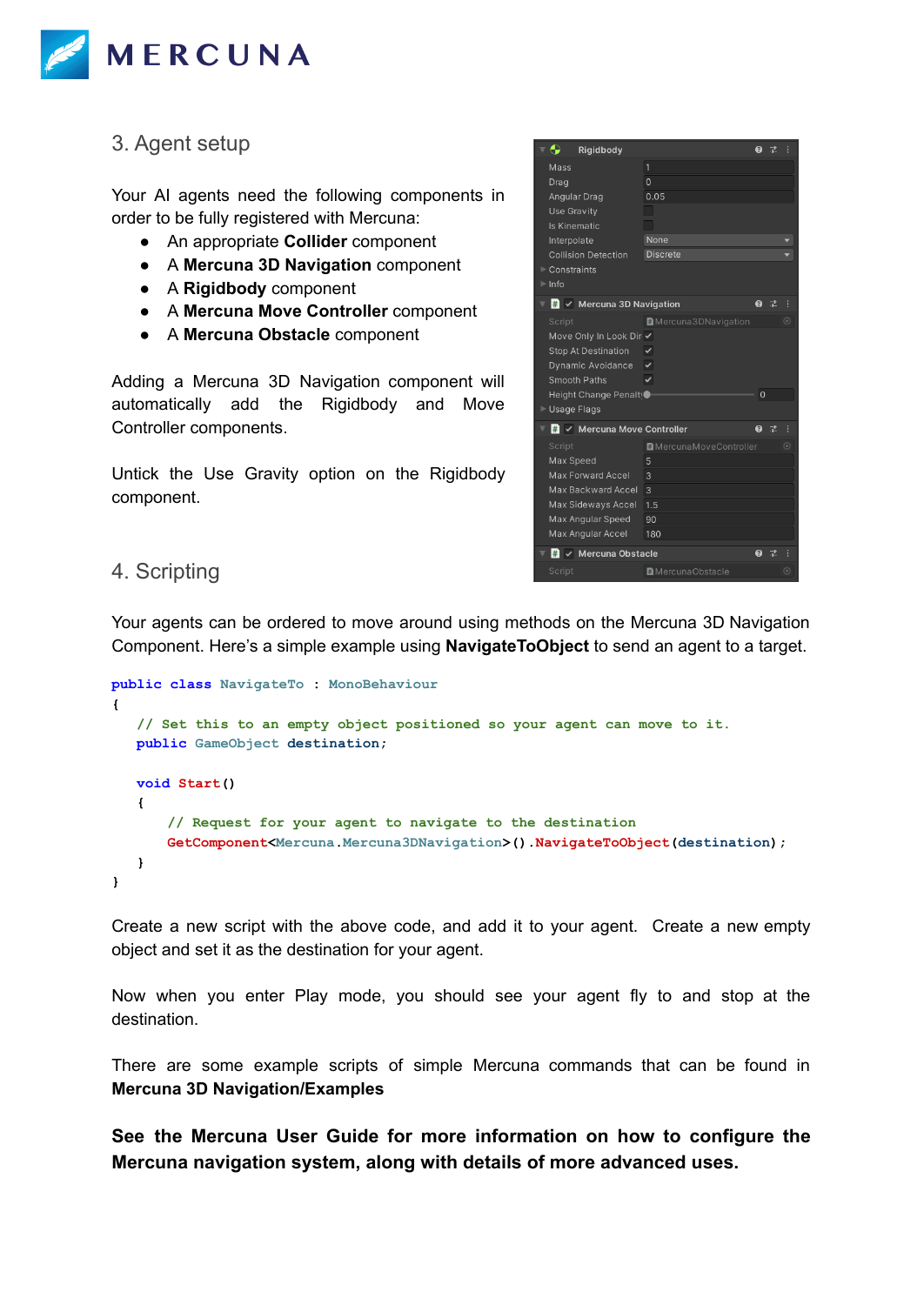## 3. Agent setup

Your AI agents need the following components in order to be fully registered with Mercuna:

- An appropriate **Collider** component
- A **Mercuna 3D Navigation** component
- A **Rigidbody** component
- A **Mercuna Move Controller** component
- A **Mercuna Obstacle** component

Adding a Mercuna 3D Navigation component will automatically add the Rigidbody and Move Controller components.

Untick the Use Gravity option on the Rigidbody component.

## 4. Scripting

Your agents can be ordered to move around using methods on the Mercuna 3D Navigation Component. Here's a simple example using **NavigateToObject** to send an agent to a target.

```
public class NavigateTo : MonoBehaviour
{
    // Set this to an empty object positioned so your agent can move to it.
    public GameObject destination;

    void Start()
    {
        // Request for your agent to navigate to the destination
        GetComponent<Mercuna.Mercuna3DNavigation>().NavigateToObject(destination);
    }
}
```

Create a new script with the above code, and add it to your agent. Create a new empty object and set it as the destination for your agent.

Now when you enter Play mode, you should see your agent fly to and stop at the destination.

There are some example scripts of simple Mercuna commands that can be found in **Mercuna 3D Navigation/Examples**

**See the Mercuna User Guide for more information on how to configure the Mercuna navigation system, along with details of more advanced uses.**